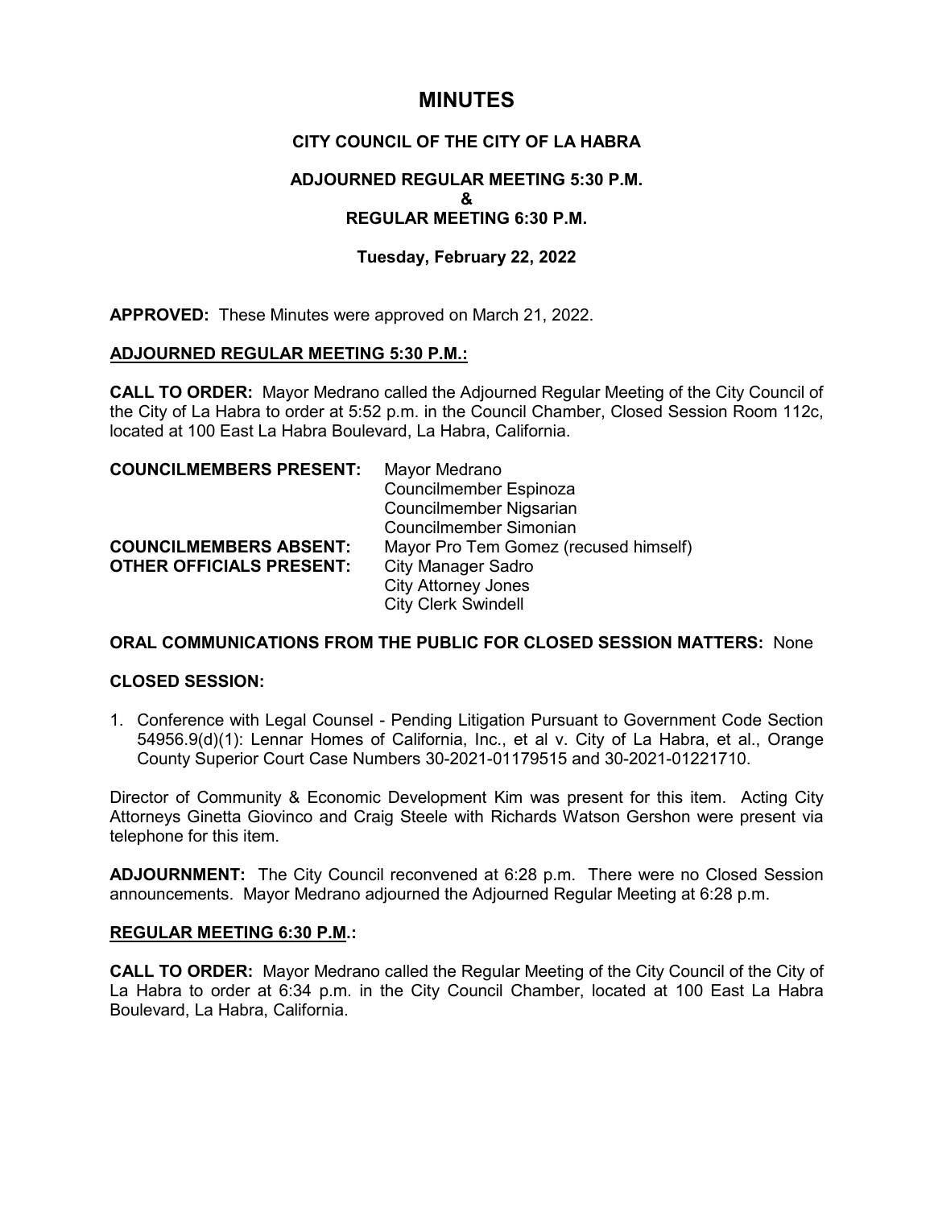# MINUTES

## CITY COUNCIL OF THE CITY OF LA HABRA

### ADJOURNED REGULAR MEETING 5:30 P.M.
### &
### REGULAR MEETING 6:30 P.M.

### Tuesday, February 22, 2022

**APPROVED:** These Minutes were approved on March 21, 2022.

**ADJOURNED REGULAR MEETING 5:30 P.M.:**

**CALL TO ORDER:** Mayor Medrano called the Adjourned Regular Meeting of the City Council of the City of La Habra to order at 5:52 p.m. in the Council Chamber, Closed Session Room 112c, located at 100 East La Habra Boulevard, La Habra, California.

| | |
|---|---|
| **COUNCILMEMBERS PRESENT:** | Mayor Medrano |
| | Councilmember Espinoza |
| | Councilmember Nigsarian |
| | Councilmember Simonian |
| **COUNCILMEMBERS ABSENT:** | Mayor Pro Tem Gomez (recused himself) |
| **OTHER OFFICIALS PRESENT:** | City Manager Sadro |
| | City Attorney Jones |
| | City Clerk Swindell |

**ORAL COMMUNICATIONS FROM THE PUBLIC FOR CLOSED SESSION MATTERS:** None

**CLOSED SESSION:**

1. Conference with Legal Counsel - Pending Litigation Pursuant to Government Code Section 54956.9(d)(1): Lennar Homes of California, Inc., et al v. City of La Habra, et al., Orange County Superior Court Case Numbers 30-2021-01179515 and 30-2021-01221710.

Director of Community & Economic Development Kim was present for this item. Acting City Attorneys Ginetta Giovinco and Craig Steele with Richards Watson Gershon were present via telephone for this item.

**ADJOURNMENT:** The City Council reconvened at 6:28 p.m. There were no Closed Session announcements. Mayor Medrano adjourned the Adjourned Regular Meeting at 6:28 p.m.

**REGULAR MEETING 6:30 P.M.:**

**CALL TO ORDER:** Mayor Medrano called the Regular Meeting of the City Council of the City of La Habra to order at 6:34 p.m. in the City Council Chamber, located at 100 East La Habra Boulevard, La Habra, California.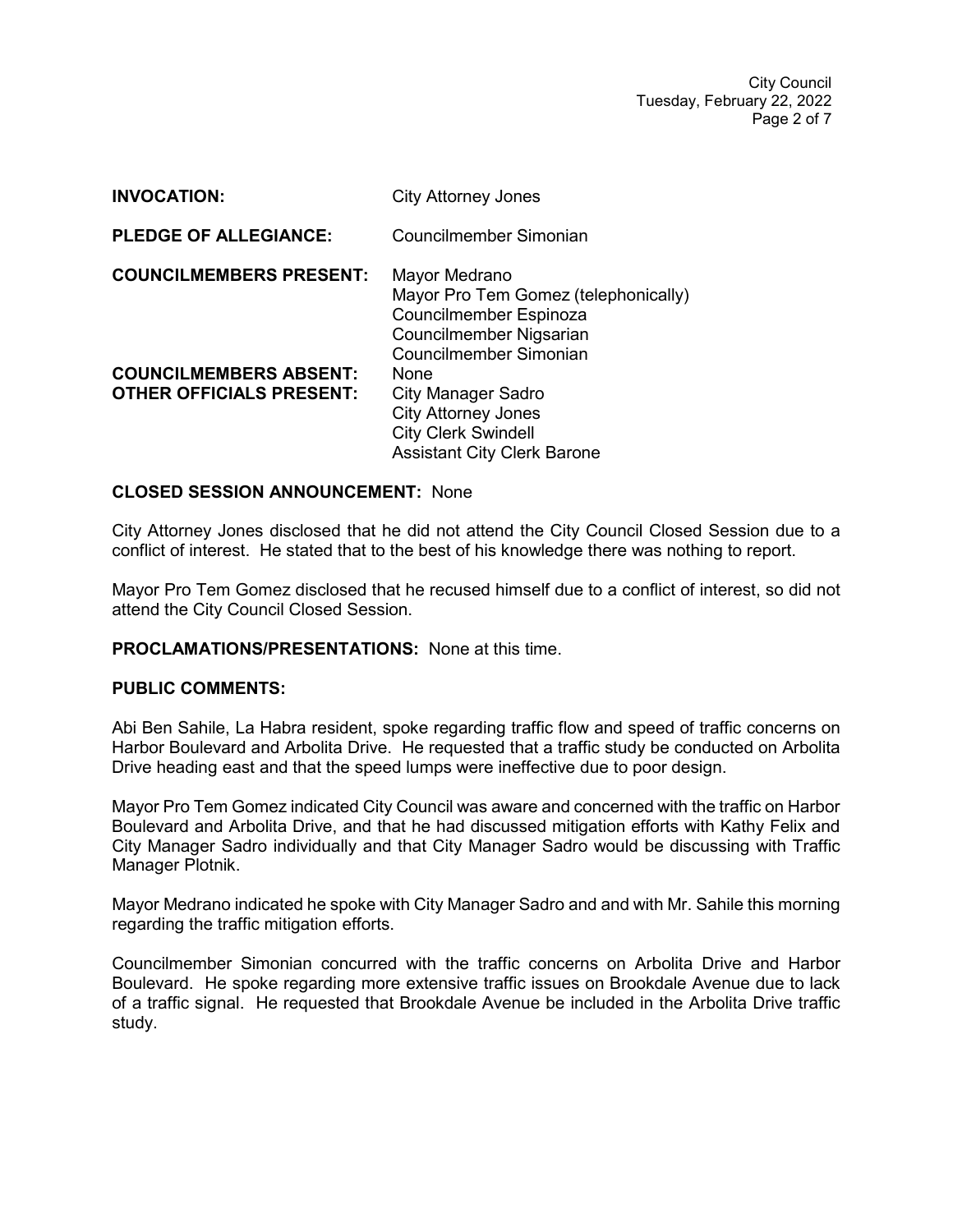| | |
|---|---|
| **INVOCATION:** | City Attorney Jones |
| **PLEDGE OF ALLEGIANCE:** | Councilmember Simonian |
| **COUNCILMEMBERS PRESENT:** | Mayor Medrano<br>Mayor Pro Tem Gomez (telephonically)<br>Councilmember Espinoza<br>Councilmember Nigsarian<br>Councilmember Simonian |
| **COUNCILMEMBERS ABSENT:** | None |
| **OTHER OFFICIALS PRESENT:** | City Manager Sadro<br>City Attorney Jones<br>City Clerk Swindell<br>Assistant City Clerk Barone |

**CLOSED SESSION ANNOUNCEMENT:** None

City Attorney Jones disclosed that he did not attend the City Council Closed Session due to a conflict of interest. He stated that to the best of his knowledge there was nothing to report.

Mayor Pro Tem Gomez disclosed that he recused himself due to a conflict of interest, so did not attend the City Council Closed Session.

**PROCLAMATIONS/PRESENTATIONS:** None at this time.

**PUBLIC COMMENTS:**

Abi Ben Sahile, La Habra resident, spoke regarding traffic flow and speed of traffic concerns on Harbor Boulevard and Arbolita Drive. He requested that a traffic study be conducted on Arbolita Drive heading east and that the speed lumps were ineffective due to poor design.

Mayor Pro Tem Gomez indicated City Council was aware and concerned with the traffic on Harbor Boulevard and Arbolita Drive, and that he had discussed mitigation efforts with Kathy Felix and City Manager Sadro individually and that City Manager Sadro would be discussing with Traffic Manager Plotnik.

Mayor Medrano indicated he spoke with City Manager Sadro and and with Mr. Sahile this morning regarding the traffic mitigation efforts.

Councilmember Simonian concurred with the traffic concerns on Arbolita Drive and Harbor Boulevard. He spoke regarding more extensive traffic issues on Brookdale Avenue due to lack of a traffic signal. He requested that Brookdale Avenue be included in the Arbolita Drive traffic study.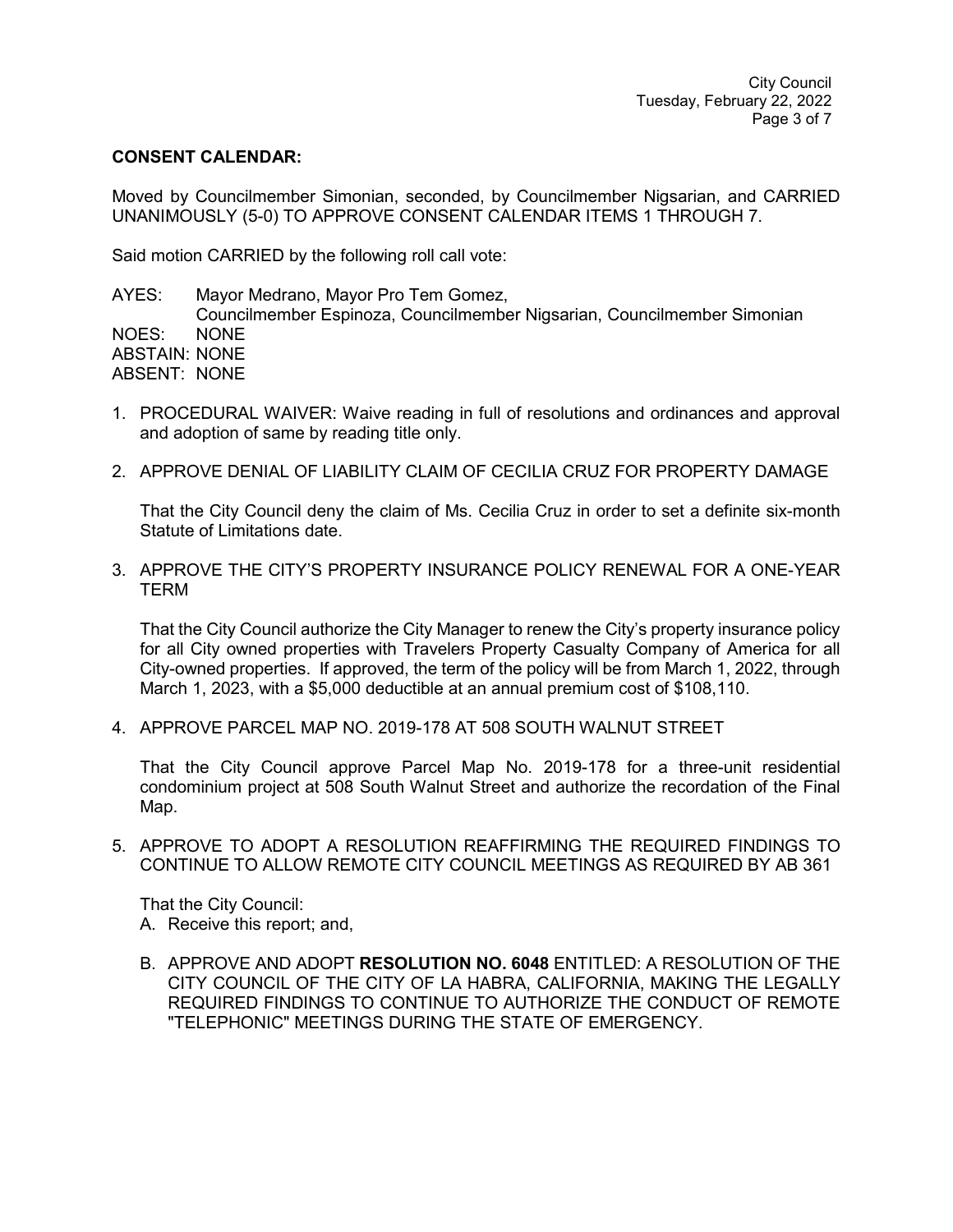**CONSENT CALENDAR:**

Moved by Councilmember Simonian, seconded, by Councilmember Nigsarian, and CARRIED UNANIMOUSLY (5-0) TO APPROVE CONSENT CALENDAR ITEMS 1 THROUGH 7.

Said motion CARRIED by the following roll call vote:

AYES: Mayor Medrano, Mayor Pro Tem Gomez, Councilmember Espinoza, Councilmember Nigsarian, Councilmember Simonian
NOES: NONE
ABSTAIN: NONE
ABSENT: NONE

1. PROCEDURAL WAIVER: Waive reading in full of resolutions and ordinances and approval and adoption of same by reading title only.

2. APPROVE DENIAL OF LIABILITY CLAIM OF CECILIA CRUZ FOR PROPERTY DAMAGE

   That the City Council deny the claim of Ms. Cecilia Cruz in order to set a definite six-month Statute of Limitations date.

3. APPROVE THE CITY'S PROPERTY INSURANCE POLICY RENEWAL FOR A ONE-YEAR TERM

   That the City Council authorize the City Manager to renew the City's property insurance policy for all City owned properties with Travelers Property Casualty Company of America for all City-owned properties. If approved, the term of the policy will be from March 1, 2022, through March 1, 2023, with a $5,000 deductible at an annual premium cost of $108,110.

4. APPROVE PARCEL MAP NO. 2019-178 AT 508 SOUTH WALNUT STREET

   That the City Council approve Parcel Map No. 2019-178 for a three-unit residential condominium project at 508 South Walnut Street and authorize the recordation of the Final Map.

5. APPROVE TO ADOPT A RESOLUTION REAFFIRMING THE REQUIRED FINDINGS TO CONTINUE TO ALLOW REMOTE CITY COUNCIL MEETINGS AS REQUIRED BY AB 361

   That the City Council:

   A. Receive this report; and,

   B. APPROVE AND ADOPT **RESOLUTION NO. 6048** ENTITLED: A RESOLUTION OF THE CITY COUNCIL OF THE CITY OF LA HABRA, CALIFORNIA, MAKING THE LEGALLY REQUIRED FINDINGS TO CONTINUE TO AUTHORIZE THE CONDUCT OF REMOTE "TELEPHONIC" MEETINGS DURING THE STATE OF EMERGENCY.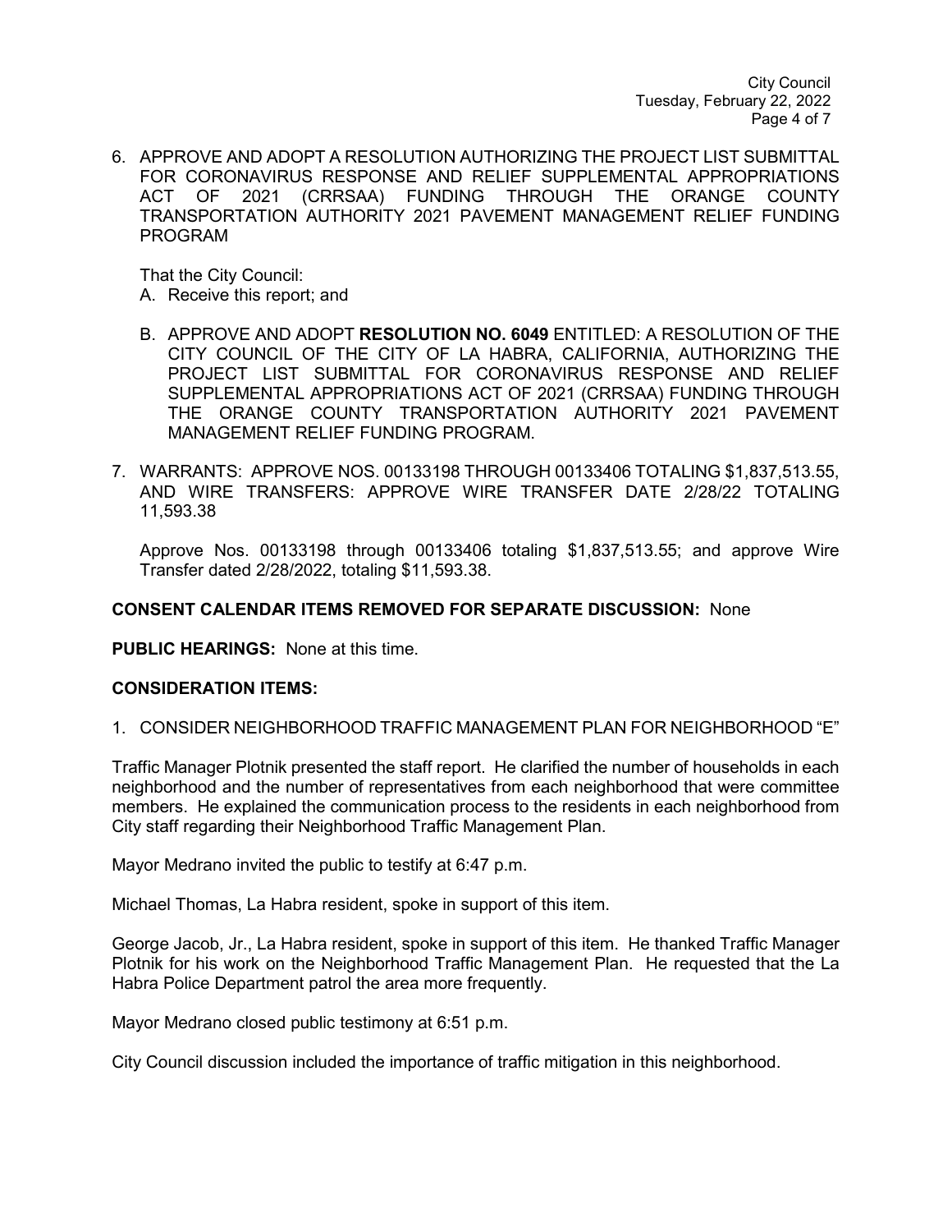6. APPROVE AND ADOPT A RESOLUTION AUTHORIZING THE PROJECT LIST SUBMITTAL FOR CORONAVIRUS RESPONSE AND RELIEF SUPPLEMENTAL APPROPRIATIONS ACT OF 2021 (CRRSAA) FUNDING THROUGH THE ORANGE COUNTY TRANSPORTATION AUTHORITY 2021 PAVEMENT MANAGEMENT RELIEF FUNDING PROGRAM

   That the City Council:

   A. Receive this report; and

   B. APPROVE AND ADOPT **RESOLUTION NO. 6049** ENTITLED: A RESOLUTION OF THE CITY COUNCIL OF THE CITY OF LA HABRA, CALIFORNIA, AUTHORIZING THE PROJECT LIST SUBMITTAL FOR CORONAVIRUS RESPONSE AND RELIEF SUPPLEMENTAL APPROPRIATIONS ACT OF 2021 (CRRSAA) FUNDING THROUGH THE ORANGE COUNTY TRANSPORTATION AUTHORITY 2021 PAVEMENT MANAGEMENT RELIEF FUNDING PROGRAM.

7. WARRANTS: APPROVE NOS. 00133198 THROUGH 00133406 TOTALING $1,837,513.55, AND WIRE TRANSFERS: APPROVE WIRE TRANSFER DATE 2/28/22 TOTALING 11,593.38

   Approve Nos. 00133198 through 00133406 totaling $1,837,513.55; and approve Wire Transfer dated 2/28/2022, totaling $11,593.38.

**CONSENT CALENDAR ITEMS REMOVED FOR SEPARATE DISCUSSION:** None

**PUBLIC HEARINGS:** None at this time.

**CONSIDERATION ITEMS:**

1. CONSIDER NEIGHBORHOOD TRAFFIC MANAGEMENT PLAN FOR NEIGHBORHOOD "E"

Traffic Manager Plotnik presented the staff report. He clarified the number of households in each neighborhood and the number of representatives from each neighborhood that were committee members. He explained the communication process to the residents in each neighborhood from City staff regarding their Neighborhood Traffic Management Plan.

Mayor Medrano invited the public to testify at 6:47 p.m.

Michael Thomas, La Habra resident, spoke in support of this item.

George Jacob, Jr., La Habra resident, spoke in support of this item. He thanked Traffic Manager Plotnik for his work on the Neighborhood Traffic Management Plan. He requested that the La Habra Police Department patrol the area more frequently.

Mayor Medrano closed public testimony at 6:51 p.m.

City Council discussion included the importance of traffic mitigation in this neighborhood.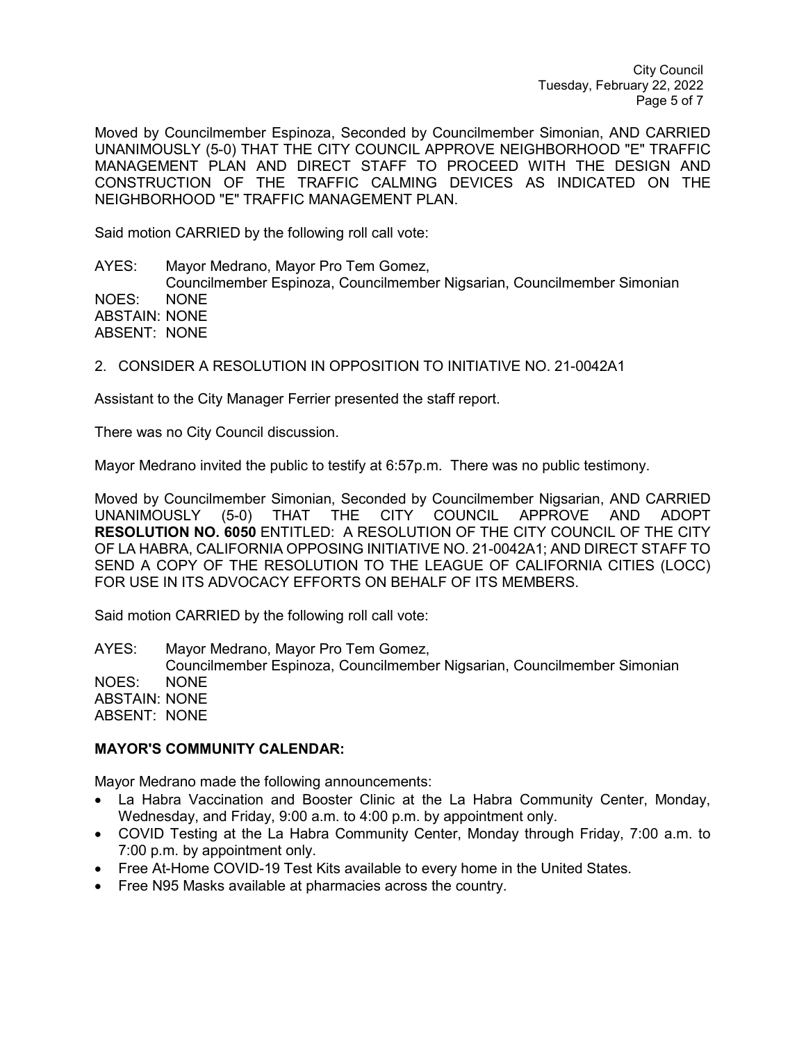Moved by Councilmember Espinoza, Seconded by Councilmember Simonian, AND CARRIED UNANIMOUSLY (5-0) THAT THE CITY COUNCIL APPROVE NEIGHBORHOOD "E" TRAFFIC MANAGEMENT PLAN AND DIRECT STAFF TO PROCEED WITH THE DESIGN AND CONSTRUCTION OF THE TRAFFIC CALMING DEVICES AS INDICATED ON THE NEIGHBORHOOD "E" TRAFFIC MANAGEMENT PLAN.

Said motion CARRIED by the following roll call vote:

AYES: Mayor Medrano, Mayor Pro Tem Gomez, Councilmember Espinoza, Councilmember Nigsarian, Councilmember Simonian
NOES: NONE
ABSTAIN: NONE
ABSENT: NONE

2. CONSIDER A RESOLUTION IN OPPOSITION TO INITIATIVE NO. 21-0042A1

Assistant to the City Manager Ferrier presented the staff report.

There was no City Council discussion.

Mayor Medrano invited the public to testify at 6:57p.m. There was no public testimony.

Moved by Councilmember Simonian, Seconded by Councilmember Nigsarian, AND CARRIED UNANIMOUSLY (5-0) THAT THE CITY COUNCIL APPROVE AND ADOPT **RESOLUTION NO. 6050** ENTITLED: A RESOLUTION OF THE CITY COUNCIL OF THE CITY OF LA HABRA, CALIFORNIA OPPOSING INITIATIVE NO. 21-0042A1; AND DIRECT STAFF TO SEND A COPY OF THE RESOLUTION TO THE LEAGUE OF CALIFORNIA CITIES (LOCC) FOR USE IN ITS ADVOCACY EFFORTS ON BEHALF OF ITS MEMBERS.

Said motion CARRIED by the following roll call vote:

AYES: Mayor Medrano, Mayor Pro Tem Gomez, Councilmember Espinoza, Councilmember Nigsarian, Councilmember Simonian
NOES: NONE
ABSTAIN: NONE
ABSENT: NONE

**MAYOR'S COMMUNITY CALENDAR:**

Mayor Medrano made the following announcements:

- La Habra Vaccination and Booster Clinic at the La Habra Community Center, Monday, Wednesday, and Friday, 9:00 a.m. to 4:00 p.m. by appointment only.
- COVID Testing at the La Habra Community Center, Monday through Friday, 7:00 a.m. to 7:00 p.m. by appointment only.
- Free At-Home COVID-19 Test Kits available to every home in the United States.
- Free N95 Masks available at pharmacies across the country.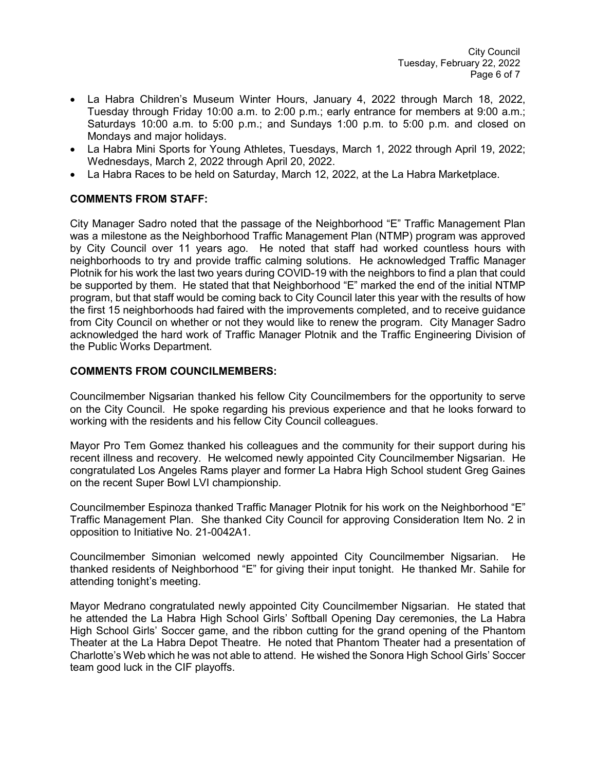- La Habra Children's Museum Winter Hours, January 4, 2022 through March 18, 2022, Tuesday through Friday 10:00 a.m. to 2:00 p.m.; early entrance for members at 9:00 a.m.; Saturdays 10:00 a.m. to 5:00 p.m.; and Sundays 1:00 p.m. to 5:00 p.m. and closed on Mondays and major holidays.
- La Habra Mini Sports for Young Athletes, Tuesdays, March 1, 2022 through April 19, 2022; Wednesdays, March 2, 2022 through April 20, 2022.
- La Habra Races to be held on Saturday, March 12, 2022, at the La Habra Marketplace.

**COMMENTS FROM STAFF:**

City Manager Sadro noted that the passage of the Neighborhood "E" Traffic Management Plan was a milestone as the Neighborhood Traffic Management Plan (NTMP) program was approved by City Council over 11 years ago. He noted that staff had worked countless hours with neighborhoods to try and provide traffic calming solutions. He acknowledged Traffic Manager Plotnik for his work the last two years during COVID-19 with the neighbors to find a plan that could be supported by them. He stated that that Neighborhood "E" marked the end of the initial NTMP program, but that staff would be coming back to City Council later this year with the results of how the first 15 neighborhoods had faired with the improvements completed, and to receive guidance from City Council on whether or not they would like to renew the program. City Manager Sadro acknowledged the hard work of Traffic Manager Plotnik and the Traffic Engineering Division of the Public Works Department.

**COMMENTS FROM COUNCILMEMBERS:**

Councilmember Nigsarian thanked his fellow City Councilmembers for the opportunity to serve on the City Council. He spoke regarding his previous experience and that he looks forward to working with the residents and his fellow City Council colleagues.

Mayor Pro Tem Gomez thanked his colleagues and the community for their support during his recent illness and recovery. He welcomed newly appointed City Councilmember Nigsarian. He congratulated Los Angeles Rams player and former La Habra High School student Greg Gaines on the recent Super Bowl LVI championship.

Councilmember Espinoza thanked Traffic Manager Plotnik for his work on the Neighborhood "E" Traffic Management Plan. She thanked City Council for approving Consideration Item No. 2 in opposition to Initiative No. 21-0042A1.

Councilmember Simonian welcomed newly appointed City Councilmember Nigsarian. He thanked residents of Neighborhood "E" for giving their input tonight. He thanked Mr. Sahile for attending tonight's meeting.

Mayor Medrano congratulated newly appointed City Councilmember Nigsarian. He stated that he attended the La Habra High School Girls' Softball Opening Day ceremonies, the La Habra High School Girls' Soccer game, and the ribbon cutting for the grand opening of the Phantom Theater at the La Habra Depot Theatre. He noted that Phantom Theater had a presentation of Charlotte's Web which he was not able to attend. He wished the Sonora High School Girls' Soccer team good luck in the CIF playoffs.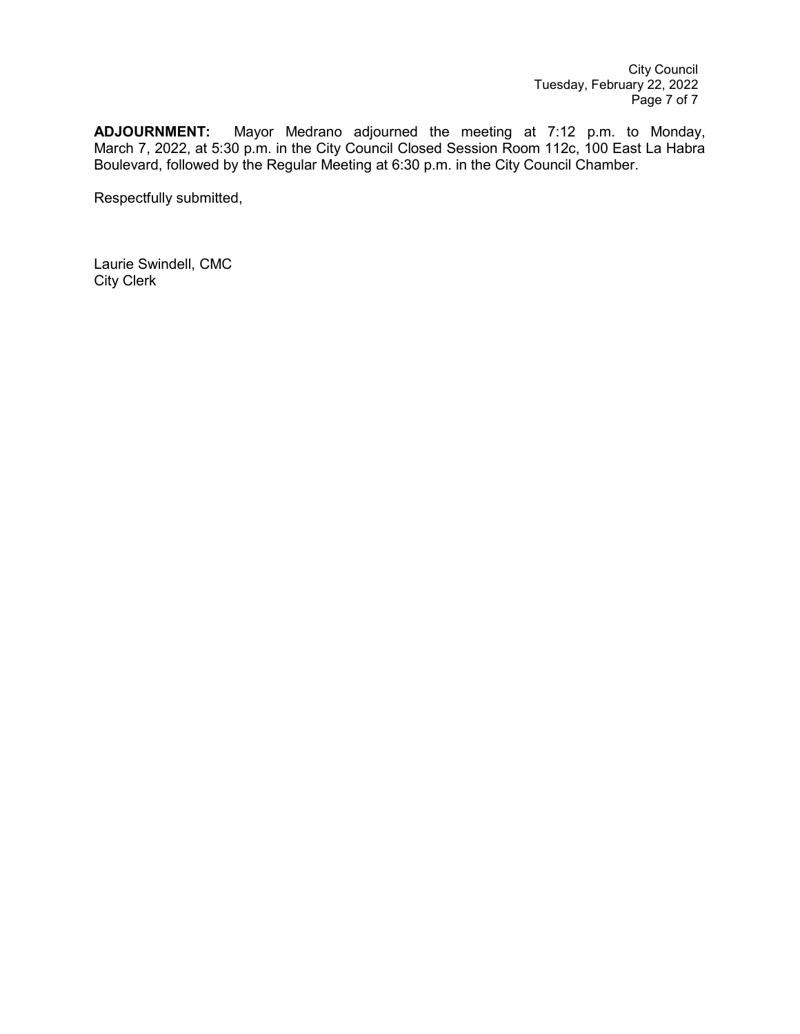**ADJOURNMENT:** Mayor Medrano adjourned the meeting at 7:12 p.m. to Monday, March 7, 2022, at 5:30 p.m. in the City Council Closed Session Room 112c, 100 East La Habra Boulevard, followed by the Regular Meeting at 6:30 p.m. in the City Council Chamber.

Respectfully submitted,

Laurie Swindell, CMC
City Clerk